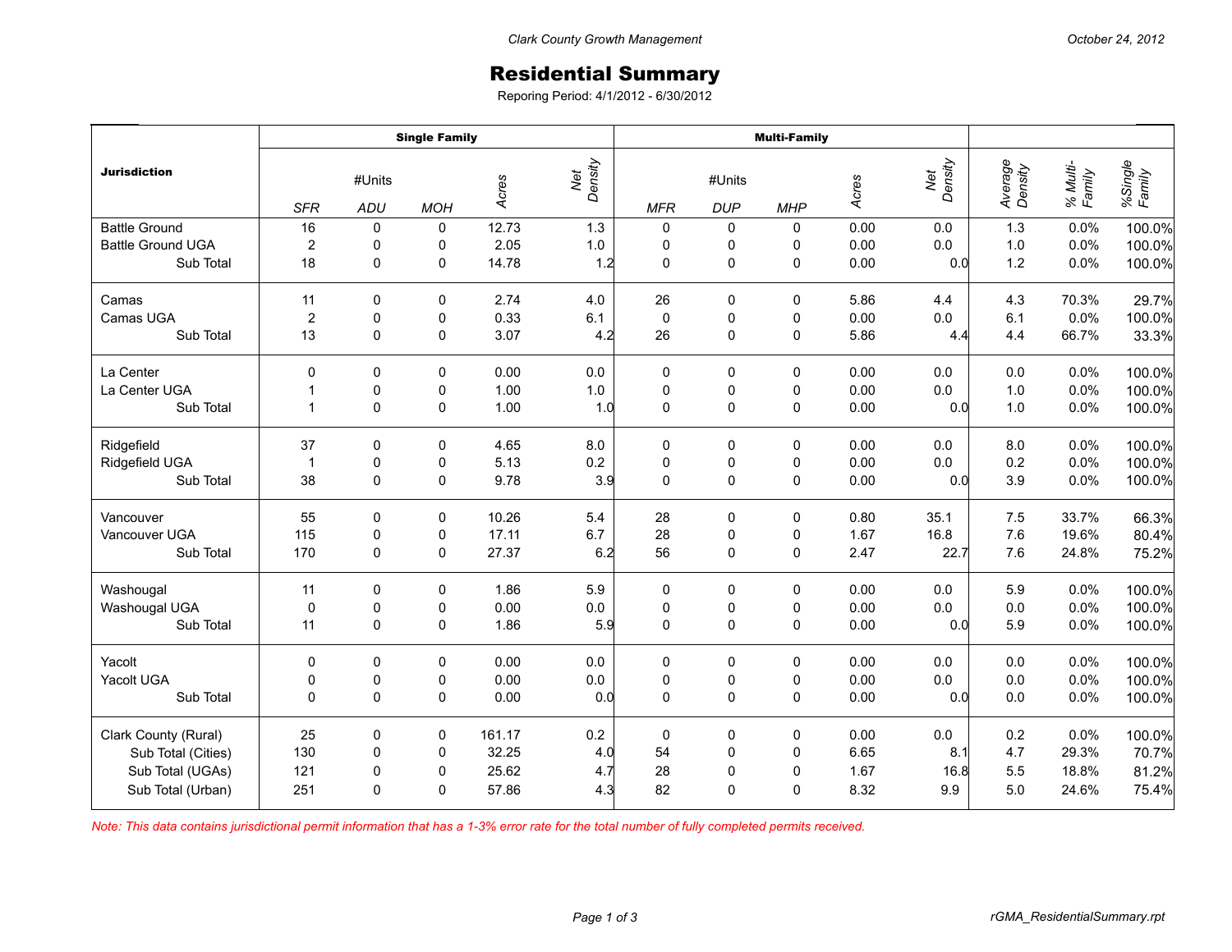# Residential Summary

Reporing Period: 4/1/2012 - 6/30/2012

| Jurisdiction | Single Family | | | | | Multi-Family | | | | | | | |
|---|---|---|---|---|---|---|---|---|---|---|---|---|---|
| | #Units | | | Acres | Net Density | #Units | | | Acres | Net Density | Average Density | % Multi-Family | %Single Family |
| | SFR | ADU | MOH | | | MFR | DUP | MHP | | | | | |
| Battle Ground | 16 | 0 | 0 | 12.73 | 1.3 | 0 | 0 | 0 | 0.00 | 0.0 | 1.3 | 0.0% | 100.0% |
| Battle Ground UGA | 2 | 0 | 0 | 2.05 | 1.0 | 0 | 0 | 0 | 0.00 | 0.0 | 1.0 | 0.0% | 100.0% |
| Sub Total | 18 | 0 | 0 | 14.78 | 1.2 | 0 | 0 | 0 | 0.00 | 0.0 | 1.2 | 0.0% | 100.0% |
| Camas | 11 | 0 | 0 | 2.74 | 4.0 | 26 | 0 | 0 | 5.86 | 4.4 | 4.3 | 70.3% | 29.7% |
| Camas UGA | 2 | 0 | 0 | 0.33 | 6.1 | 0 | 0 | 0 | 0.00 | 0.0 | 6.1 | 0.0% | 100.0% |
| Sub Total | 13 | 0 | 0 | 3.07 | 4.2 | 26 | 0 | 0 | 5.86 | 4.4 | 4.4 | 66.7% | 33.3% |
| La Center | 0 | 0 | 0 | 0.00 | 0.0 | 0 | 0 | 0 | 0.00 | 0.0 | 0.0 | 0.0% | 100.0% |
| La Center UGA | 1 | 0 | 0 | 1.00 | 1.0 | 0 | 0 | 0 | 0.00 | 0.0 | 1.0 | 0.0% | 100.0% |
| Sub Total | 1 | 0 | 0 | 1.00 | 1.0 | 0 | 0 | 0 | 0.00 | 0.0 | 1.0 | 0.0% | 100.0% |
| Ridgefield | 37 | 0 | 0 | 4.65 | 8.0 | 0 | 0 | 0 | 0.00 | 0.0 | 8.0 | 0.0% | 100.0% |
| Ridgefield UGA | 1 | 0 | 0 | 5.13 | 0.2 | 0 | 0 | 0 | 0.00 | 0.0 | 0.2 | 0.0% | 100.0% |
| Sub Total | 38 | 0 | 0 | 9.78 | 3.9 | 0 | 0 | 0 | 0.00 | 0.0 | 3.9 | 0.0% | 100.0% |
| Vancouver | 55 | 0 | 0 | 10.26 | 5.4 | 28 | 0 | 0 | 0.80 | 35.1 | 7.5 | 33.7% | 66.3% |
| Vancouver UGA | 115 | 0 | 0 | 17.11 | 6.7 | 28 | 0 | 0 | 1.67 | 16.8 | 7.6 | 19.6% | 80.4% |
| Sub Total | 170 | 0 | 0 | 27.37 | 6.2 | 56 | 0 | 0 | 2.47 | 22.7 | 7.6 | 24.8% | 75.2% |
| Washougal | 11 | 0 | 0 | 1.86 | 5.9 | 0 | 0 | 0 | 0.00 | 0.0 | 5.9 | 0.0% | 100.0% |
| Washougal UGA | 0 | 0 | 0 | 0.00 | 0.0 | 0 | 0 | 0 | 0.00 | 0.0 | 0.0 | 0.0% | 100.0% |
| Sub Total | 11 | 0 | 0 | 1.86 | 5.9 | 0 | 0 | 0 | 0.00 | 0.0 | 5.9 | 0.0% | 100.0% |
| Yacolt | 0 | 0 | 0 | 0.00 | 0.0 | 0 | 0 | 0 | 0.00 | 0.0 | 0.0 | 0.0% | 100.0% |
| Yacolt UGA | 0 | 0 | 0 | 0.00 | 0.0 | 0 | 0 | 0 | 0.00 | 0.0 | 0.0 | 0.0% | 100.0% |
| Sub Total | 0 | 0 | 0 | 0.00 | 0.0 | 0 | 0 | 0 | 0.00 | 0.0 | 0.0 | 0.0% | 100.0% |
| Clark County (Rural) | 25 | 0 | 0 | 161.17 | 0.2 | 0 | 0 | 0 | 0.00 | 0.0 | 0.2 | 0.0% | 100.0% |
| Sub Total (Cities) | 130 | 0 | 0 | 32.25 | 4.0 | 54 | 0 | 0 | 6.65 | 8.1 | 4.7 | 29.3% | 70.7% |
| Sub Total (UGAs) | 121 | 0 | 0 | 25.62 | 4.7 | 28 | 0 | 0 | 1.67 | 16.8 | 5.5 | 18.8% | 81.2% |
| Sub Total (Urban) | 251 | 0 | 0 | 57.86 | 4.3 | 82 | 0 | 0 | 8.32 | 9.9 | 5.0 | 24.6% | 75.4% |

*Note: This data contains jurisdictional permit information that has a 1-3% error rate for the total number of fully completed permits received.*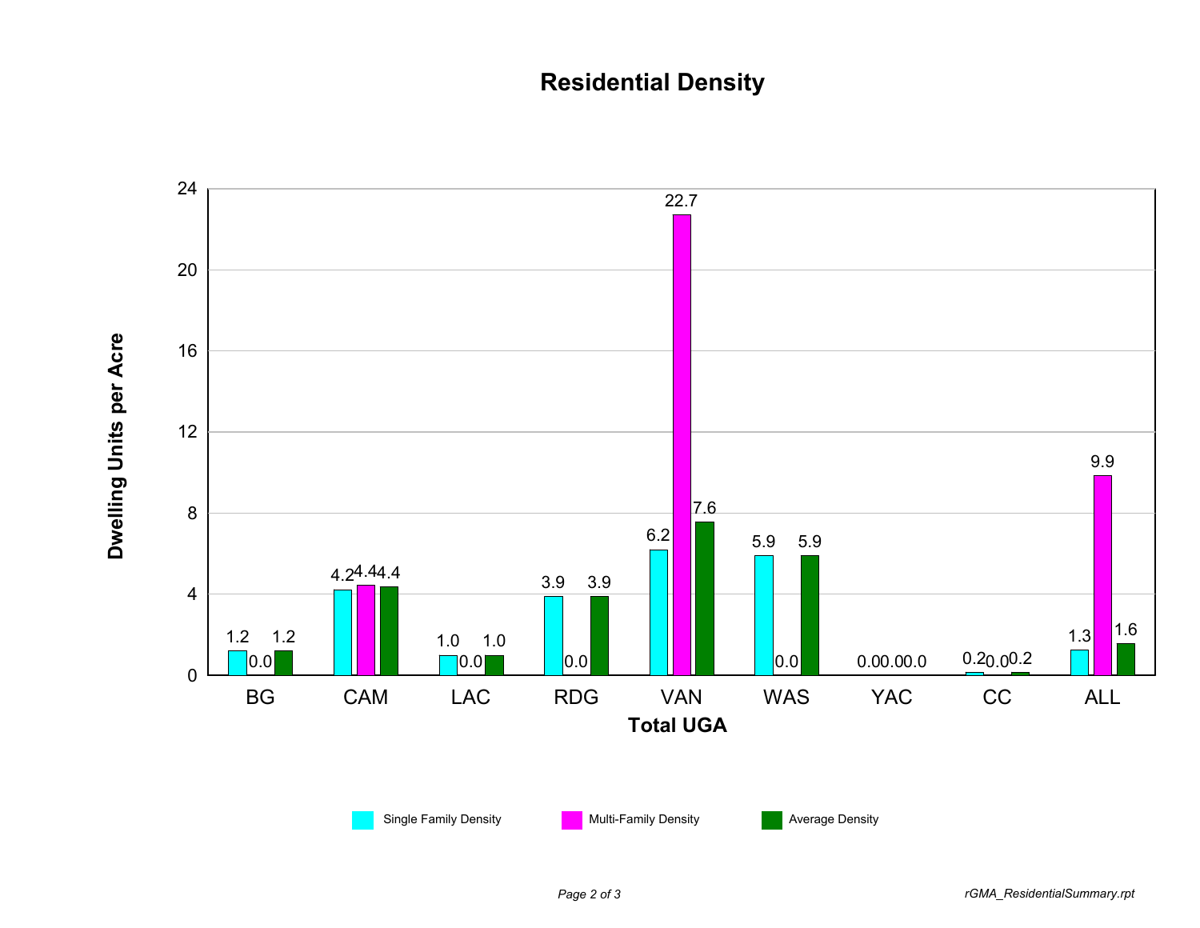# Residential Density

| Total UGA | Single Family Density | Multi-Family Density | Average Density |
|---|---|---|---|
| BG | 1.2 | 0.0 | 1.2 |
| CAM | 4.2 | 4.4 | 4.4 |
| LAC | 1.0 | 0.0 | 1.0 |
| RDG | 3.9 | 0.0 | 3.9 |
| VAN | 6.2 | 22.7 | 7.6 |
| WAS | 5.9 | 0.0 | 5.9 |
| YAC | 0.0 | 0.0 | 0.0 |
| CC | 0.2 | 0.0 | 0.2 |
| ALL | 1.3 | 9.9 | 1.6 |

Y-axis: Dwelling Units per Acre

rGMA_ResidentialSummary.rpt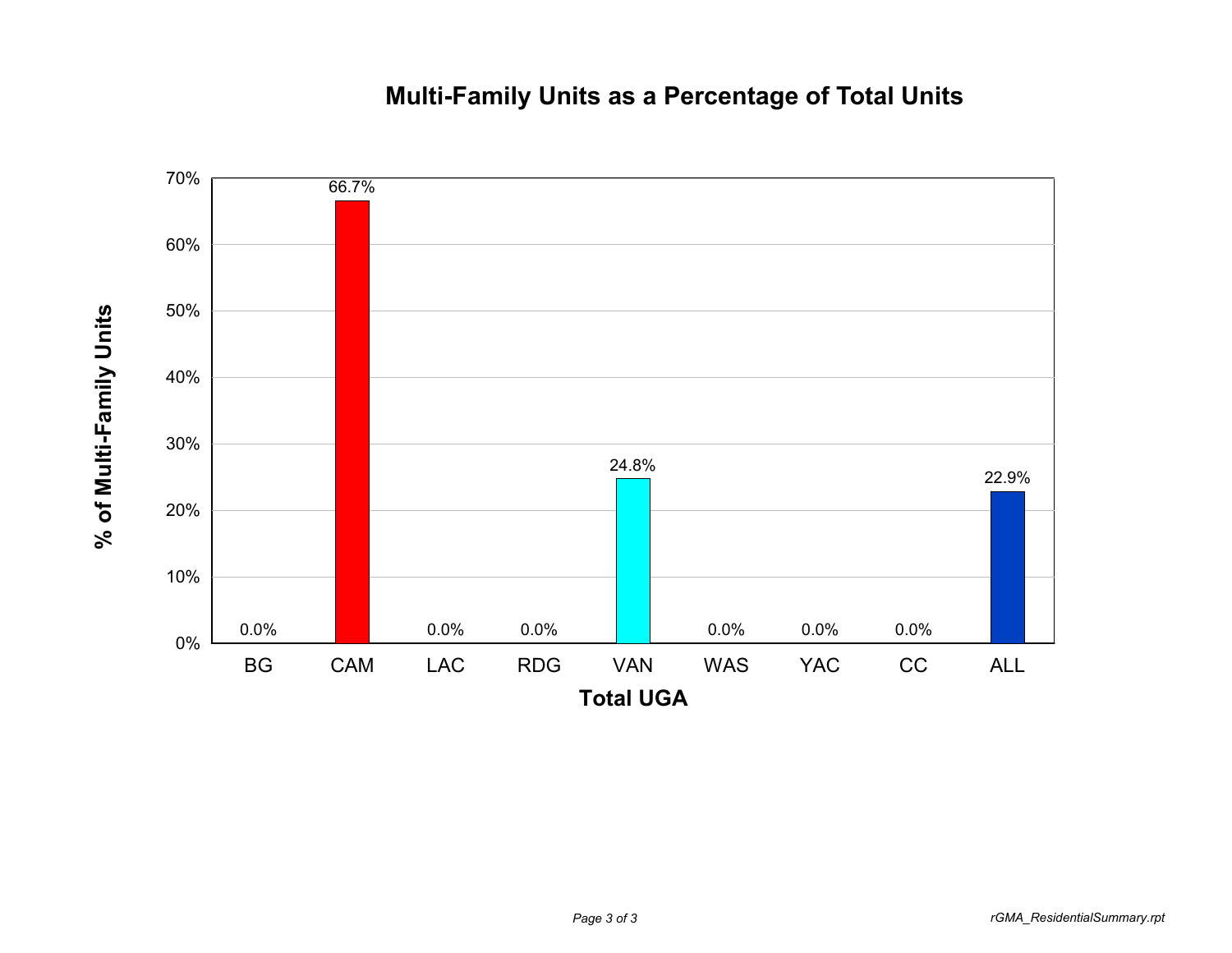**Multi-Family Units as a Percentage of Total Units**

% of Multi-Family Units

70%
60%
50%
40%
30%
20%
10%
0%

0.0%
66.7%
0.0%
0.0%
24.8%
0.0%
0.0%
0.0%
22.9%

BG
CAM
LAC
RDG
VAN
WAS
YAC
CC
ALL

**Total UGA**

*rGMA_ResidentialSummary.rpt*